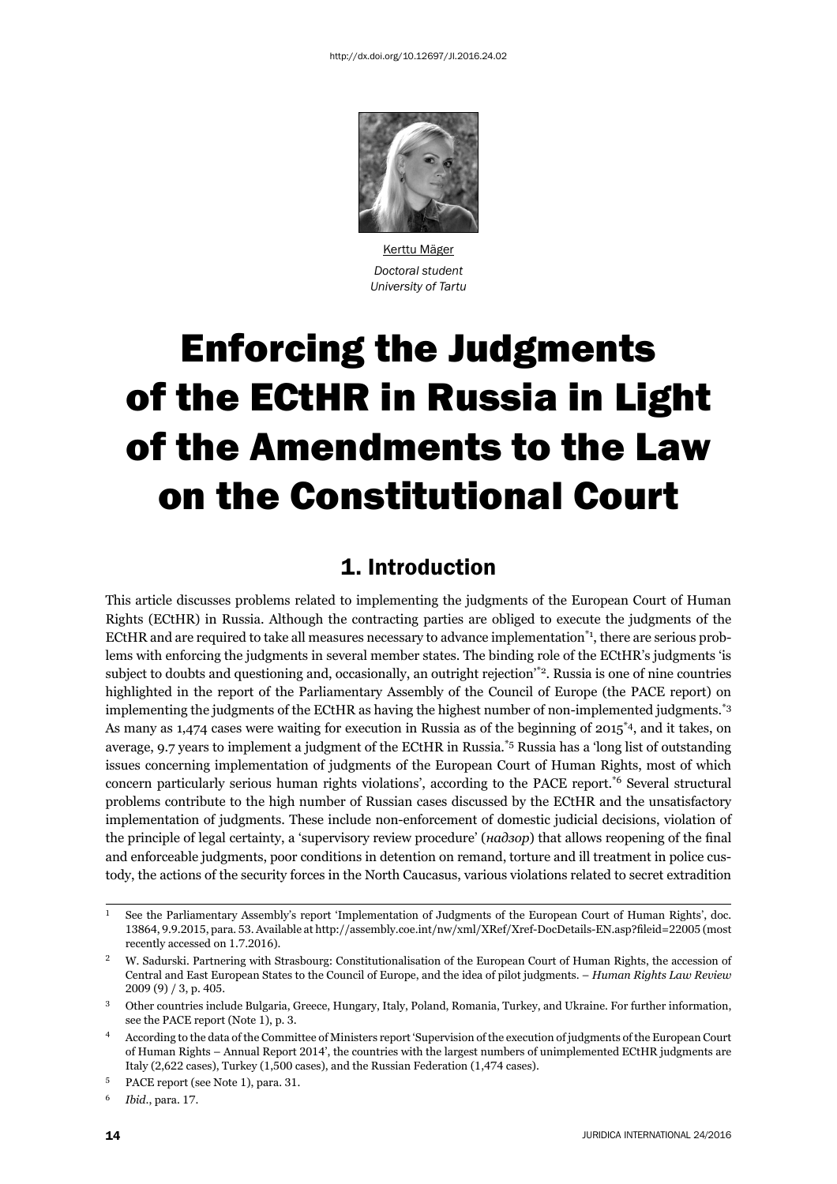http://dx.doi.org/10.12697/JI.2016.24.02

Kerttu Mäger
*Doctoral student*
*University of Tartu*

# Enforcing the Judgments of the ECtHR in Russia in Light of the Amendments to the Law on the Constitutional Court

## 1. Introduction

This article discusses problems related to implementing the judgments of the European Court of Human Rights (ECtHR) in Russia. Although the contracting parties are obliged to execute the judgments of the ECtHR and are required to take all measures necessary to advance implementation[*1], there are serious problems with enforcing the judgments in several member states. The binding role of the ECtHR's judgments 'is subject to doubts and questioning and, occasionally, an outright rejection'[*2]. Russia is one of nine countries highlighted in the report of the Parliamentary Assembly of the Council of Europe (the PACE report) on implementing the judgments of the ECtHR as having the highest number of non-implemented judgments.[*3] As many as 1,474 cases were waiting for execution in Russia as of the beginning of 2015[*4], and it takes, on average, 9.7 years to implement a judgment of the ECtHR in Russia.[*5] Russia has a 'long list of outstanding issues concerning implementation of judgments of the European Court of Human Rights, most of which concern particularly serious human rights violations', according to the PACE report.[*6] Several structural problems contribute to the high number of Russian cases discussed by the ECtHR and the unsatisfactory implementation of judgments. These include non-enforcement of domestic judicial decisions, violation of the principle of legal certainty, a 'supervisory review procedure' (*надзор*) that allows reopening of the final and enforceable judgments, poor conditions in detention on remand, torture and ill treatment in police custody, the actions of the security forces in the North Caucasus, various violations related to secret extradition

---

1 See the Parliamentary Assembly's report 'Implementation of Judgments of the European Court of Human Rights', doc. 13864, 9.9.2015, para. 53. Available at http://assembly.coe.int/nw/xml/XRef/Xref-DocDetails-EN.asp?fileid=22005 (most recently accessed on 1.7.2016).

2 W. Sadurski. Partnering with Strasbourg: Constitutionalisation of the European Court of Human Rights, the accession of Central and East European States to the Council of Europe, and the idea of pilot judgments. – *Human Rights Law Review* 2009 (9) / 3, p. 405.

3 Other countries include Bulgaria, Greece, Hungary, Italy, Poland, Romania, Turkey, and Ukraine. For further information, see the PACE report (Note 1), p. 3.

4 According to the data of the Committee of Ministers report 'Supervision of the execution of judgments of the European Court of Human Rights – Annual Report 2014', the countries with the largest numbers of unimplemented ECtHR judgments are Italy (2,622 cases), Turkey (1,500 cases), and the Russian Federation (1,474 cases).

5 PACE report (see Note 1), para. 31.

6 *Ibid*., para. 17.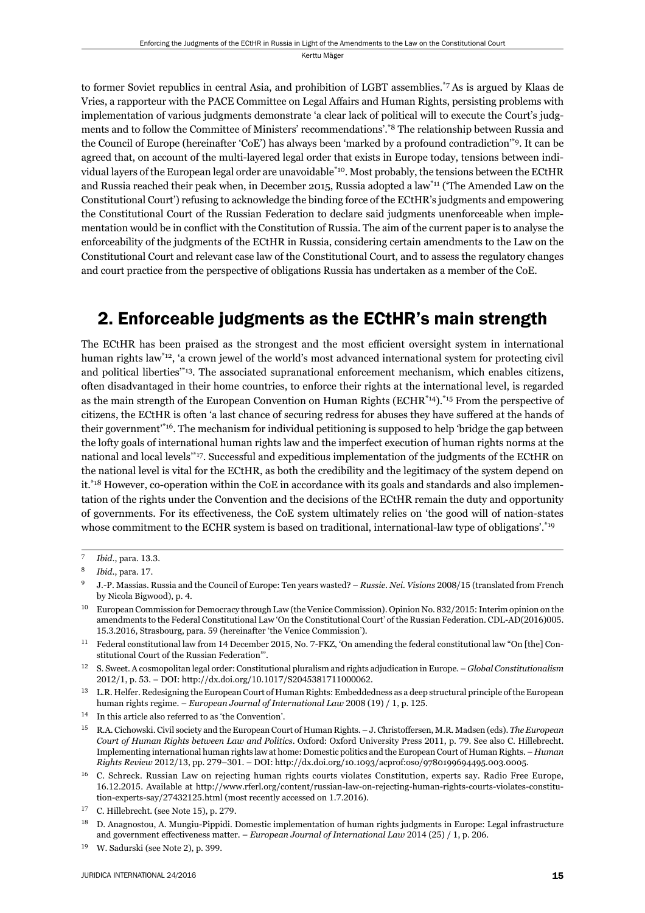to former Soviet republics in central Asia, and prohibition of LGBT assemblies.[7] As is argued by Klaas de Vries, a rapporteur with the PACE Committee on Legal Affairs and Human Rights, persisting problems with implementation of various judgments demonstrate 'a clear lack of political will to execute the Court's judgments and to follow the Committee of Ministers' recommendations'.[8] The relationship between Russia and the Council of Europe (hereinafter 'CoE') has always been 'marked by a profound contradiction'[9]. It can be agreed that, on account of the multi-layered legal order that exists in Europe today, tensions between individual layers of the European legal order are unavoidable[10]. Most probably, the tensions between the ECtHR and Russia reached their peak when, in December 2015, Russia adopted a law[11] ('The Amended Law on the Constitutional Court') refusing to acknowledge the binding force of the ECtHR's judgments and empowering the Constitutional Court of the Russian Federation to declare said judgments unenforceable when implementation would be in conflict with the Constitution of Russia. The aim of the current paper is to analyse the enforceability of the judgments of the ECtHR in Russia, considering certain amendments to the Law on the Constitutional Court and relevant case law of the Constitutional Court, and to assess the regulatory changes and court practice from the perspective of obligations Russia has undertaken as a member of the CoE.

## 2. Enforceable judgments as the ECtHR's main strength

The ECtHR has been praised as the strongest and the most efficient oversight system in international human rights law[12], 'a crown jewel of the world's most advanced international system for protecting civil and political liberties'[13]. The associated supranational enforcement mechanism, which enables citizens, often disadvantaged in their home countries, to enforce their rights at the international level, is regarded as the main strength of the European Convention on Human Rights (ECHR[14]).[15] From the perspective of citizens, the ECtHR is often 'a last chance of securing redress for abuses they have suffered at the hands of their government'[16]. The mechanism for individual petitioning is supposed to help 'bridge the gap between the lofty goals of international human rights law and the imperfect execution of human rights norms at the national and local levels'[17]. Successful and expeditious implementation of the judgments of the ECtHR on the national level is vital for the ECtHR, as both the credibility and the legitimacy of the system depend on it.[18] However, co-operation within the CoE in accordance with its goals and standards and also implementation of the rights under the Convention and the decisions of the ECtHR remain the duty and opportunity of governments. For its effectiveness, the CoE system ultimately relies on 'the good will of nation-states whose commitment to the ECHR system is based on traditional, international-law type of obligations'.[19]

---

[7] *Ibid*., para. 13.3.

[8] *Ibid*., para. 17.

[9] J.-P. Massias. Russia and the Council of Europe: Ten years wasted? – *Russie. Nei. Visions* 2008/15 (translated from French by Nicola Bigwood), p. 4.

[10] European Commission for Democracy through Law (the Venice Commission). Opinion No. 832/2015: Interim opinion on the amendments to the Federal Constitutional Law 'On the Constitutional Court' of the Russian Federation. CDL-AD(2016)005. 15.3.2016, Strasbourg, para. 59 (hereinafter 'the Venice Commission').

[11] Federal constitutional law from 14 December 2015, No. 7-FKZ, 'On amending the federal constitutional law "On [the] Constitutional Court of the Russian Federation"'.

[12] S. Sweet. A cosmopolitan legal order: Constitutional pluralism and rights adjudication in Europe. – *Global Constitutionalism* 2012/1, p. 53. – DOI: http://dx.doi.org/10.1017/S2045381711000062.

[13] L.R. Helfer. Redesigning the European Court of Human Rights: Embeddedness as a deep structural principle of the European human rights regime. – *European Journal of International Law* 2008 (19) / 1, p. 125.

[14] In this article also referred to as 'the Convention'.

[15] R.A. Cichowski. Civil society and the European Court of Human Rights. – J. Christoffersen, M.R. Madsen (eds). *The European Court of Human Rights between Law and Politics*. Oxford: Oxford University Press 2011, p. 79. See also C. Hillebrecht. Implementing international human rights law at home: Domestic politics and the European Court of Human Rights. – *Human Rights Review* 2012/13, pp. 279–301. – DOI: http://dx.doi.org/10.1093/acprof:oso/9780199694495.003.0005.

[16] C. Schreck. Russian Law on rejecting human rights courts violates Constitution, experts say. Radio Free Europe, 16.12.2015. Available at http://www.rferl.org/content/russian-law-on-rejecting-human-rights-courts-violates-constitution-experts-say/27432125.html (most recently accessed on 1.7.2016).

[17] C. Hillebrecht. (see Note 15), p. 279.

[18] D. Anagnostou, A. Mungiu-Pippidi. Domestic implementation of human rights judgments in Europe: Legal infrastructure and government effectiveness matter. – *European Journal of International Law* 2014 (25) / 1, p. 206.

[19] W. Sadurski (see Note 2), p. 399.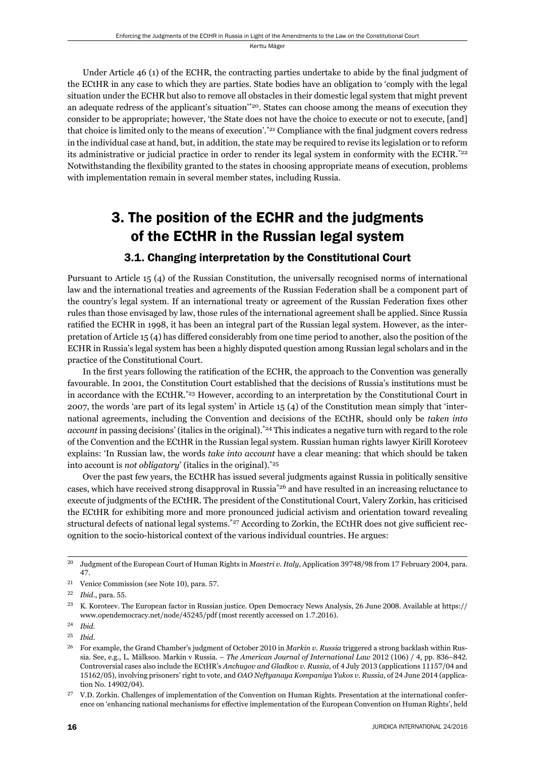Under Article 46 (1) of the ECHR, the contracting parties undertake to abide by the final judgment of the ECtHR in any case to which they are parties. State bodies have an obligation to 'comply with the legal situation under the ECHR but also to remove all obstacles in their domestic legal system that might prevent an adequate redress of the applicant's situation'[20]. States can choose among the means of execution they consider to be appropriate; however, 'the State does not have the choice to execute or not to execute, [and] that choice is limited only to the means of execution'.[21] Compliance with the final judgment covers redress in the individual case at hand, but, in addition, the state may be required to revise its legislation or to reform its administrative or judicial practice in order to render its legal system in conformity with the ECHR.[22] Notwithstanding the flexibility granted to the states in choosing appropriate means of execution, problems with implementation remain in several member states, including Russia.

## 3. The position of the ECHR and the judgments of the ECtHR in the Russian legal system

### 3.1. Changing interpretation by the Constitutional Court

Pursuant to Article 15 (4) of the Russian Constitution, the universally recognised norms of international law and the international treaties and agreements of the Russian Federation shall be a component part of the country's legal system. If an international treaty or agreement of the Russian Federation fixes other rules than those envisaged by law, those rules of the international agreement shall be applied. Since Russia ratified the ECHR in 1998, it has been an integral part of the Russian legal system. However, as the interpretation of Article 15 (4) has differed considerably from one time period to another, also the position of the ECHR in Russia's legal system has been a highly disputed question among Russian legal scholars and in the practice of the Constitutional Court.

In the first years following the ratification of the ECHR, the approach to the Convention was generally favourable. In 2001, the Constitution Court established that the decisions of Russia's institutions must be in accordance with the ECtHR.[23] However, according to an interpretation by the Constitutional Court in 2007, the words 'are part of its legal system' in Article 15 (4) of the Constitution mean simply that 'international agreements, including the Convention and decisions of the ECtHR, should only be *taken into account* in passing decisions' (italics in the original).[24] This indicates a negative turn with regard to the role of the Convention and the ECtHR in the Russian legal system. Russian human rights lawyer Kirill Koroteev explains: 'In Russian law, the words *take into account* have a clear meaning: that which should be taken into account is *not obligatory*' (italics in the original).[25]

Over the past few years, the ECtHR has issued several judgments against Russia in politically sensitive cases, which have received strong disapproval in Russia[26] and have resulted in an increasing reluctance to execute of judgments of the ECtHR. The president of the Constitutional Court, Valery Zorkin, has criticised the ECtHR for exhibiting more and more pronounced judicial activism and orientation toward revealing structural defects of national legal systems.[27] According to Zorkin, the ECtHR does not give sufficient recognition to the socio-historical context of the various individual countries. He argues:

---

[20] Judgment of the European Court of Human Rights in *Maestri v. Italy*, Application 39748/98 from 17 February 2004, para. 47.

[21] Venice Commission (see Note 10), para. 57.

[22] *Ibid.*, para. 55.

[23] K. Koroteev. The European factor in Russian justice. Open Democracy News Analysis, 26 June 2008. Available at https://www.opendemocracy.net/node/45245/pdf (most recently accessed on 1.7.2016).

[24] *Ibid.*

[25] *Ibid.*

[26] For example, the Grand Chamber's judgment of October 2010 in *Markin v. Russia* triggered a strong backlash within Russia. See, e.g., L. Mälksoo. Markin v Russia. – *The American Journal of International Law* 2012 (106) / 4, pp. 836–842. Controversial cases also include the ECtHR's *Anchugov and Gladkov v. Russia*, of 4 July 2013 (applications 11157/04 and 15162/05), involving prisoners' right to vote, and *OAO Neftyanaya Kompaniya Yukos v. Russia*, of 24 June 2014 (application No. 14902/04).

[27] V.D. Zorkin. Challenges of implementation of the Convention on Human Rights. Presentation at the international conference on 'enhancing national mechanisms for effective implementation of the European Convention on Human Rights', held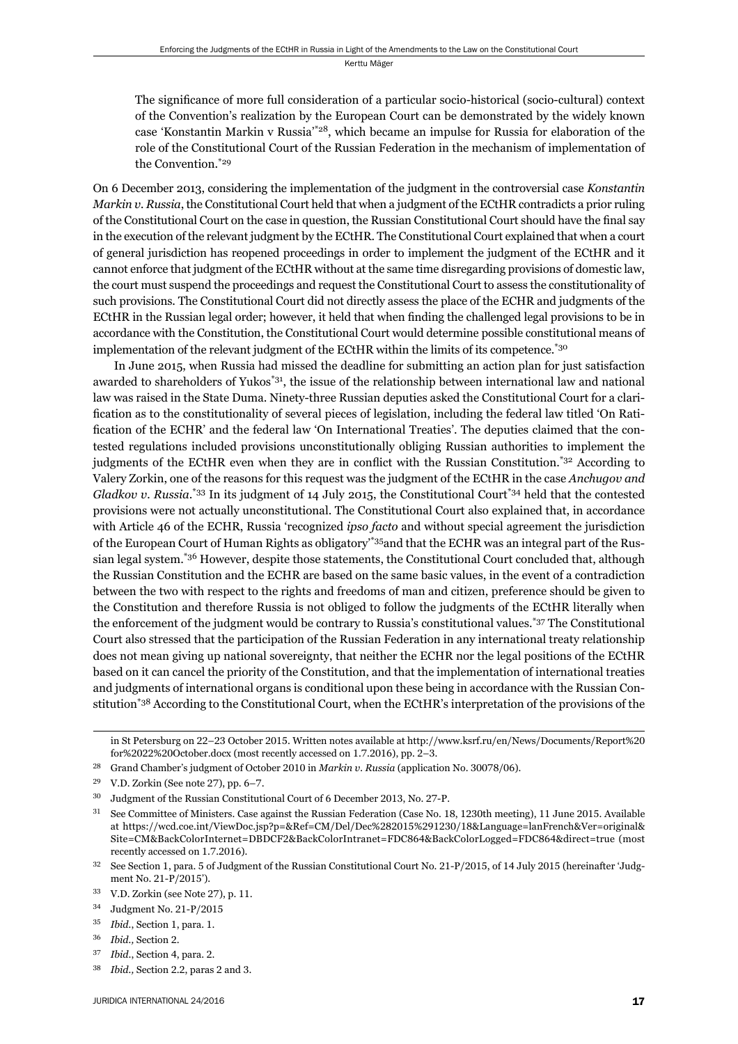The significance of more full consideration of a particular socio-historical (socio-cultural) context of the Convention's realization by the European Court can be demonstrated by the widely known case 'Konstantin Markin v Russia'[28], which became an impulse for Russia for elaboration of the role of the Constitutional Court of the Russian Federation in the mechanism of implementation of the Convention.[29]

On 6 December 2013, considering the implementation of the judgment in the controversial case *Konstantin Markin v. Russia*, the Constitutional Court held that when a judgment of the ECtHR contradicts a prior ruling of the Constitutional Court on the case in question, the Russian Constitutional Court should have the final say in the execution of the relevant judgment by the ECtHR. The Constitutional Court explained that when a court of general jurisdiction has reopened proceedings in order to implement the judgment of the ECtHR and it cannot enforce that judgment of the ECtHR without at the same time disregarding provisions of domestic law, the court must suspend the proceedings and request the Constitutional Court to assess the constitutionality of such provisions. The Constitutional Court did not directly assess the place of the ECHR and judgments of the ECtHR in the Russian legal order; however, it held that when finding the challenged legal provisions to be in accordance with the Constitution, the Constitutional Court would determine possible constitutional means of implementation of the relevant judgment of the ECtHR within the limits of its competence.[30]

In June 2015, when Russia had missed the deadline for submitting an action plan for just satisfaction awarded to shareholders of Yukos[31], the issue of the relationship between international law and national law was raised in the State Duma. Ninety-three Russian deputies asked the Constitutional Court for a clarification as to the constitutionality of several pieces of legislation, including the federal law titled 'On Ratification of the ECHR' and the federal law 'On International Treaties'. The deputies claimed that the contested regulations included provisions unconstitutionally obliging Russian authorities to implement the judgments of the ECtHR even when they are in conflict with the Russian Constitution.[32] According to Valery Zorkin, one of the reasons for this request was the judgment of the ECtHR in the case *Anchugov and Gladkov v. Russia*.[33] In its judgment of 14 July 2015, the Constitutional Court[34] held that the contested provisions were not actually unconstitutional. The Constitutional Court also explained that, in accordance with Article 46 of the ECHR, Russia 'recognized *ipso facto* and without special agreement the jurisdiction of the European Court of Human Rights as obligatory'[35]and that the ECHR was an integral part of the Russian legal system.[36] However, despite those statements, the Constitutional Court concluded that, although the Russian Constitution and the ECHR are based on the same basic values, in the event of a contradiction between the two with respect to the rights and freedoms of man and citizen, preference should be given to the Constitution and therefore Russia is not obliged to follow the judgments of the ECtHR literally when the enforcement of the judgment would be contrary to Russia's constitutional values.[37] The Constitutional Court also stressed that the participation of the Russian Federation in any international treaty relationship does not mean giving up national sovereignty, that neither the ECHR nor the legal positions of the ECtHR based on it can cancel the priority of the Constitution, and that the implementation of international treaties and judgments of international organs is conditional upon these being in accordance with the Russian Constitution[38] According to the Constitutional Court, when the ECtHR's interpretation of the provisions of the

---

in St Petersburg on 22–23 October 2015. Written notes available at http://www.ksrf.ru/en/News/Documents/Report%20for%2022%20October.docx (most recently accessed on 1.7.2016), pp. 2–3.

28 Grand Chamber's judgment of October 2010 in *Markin v. Russia* (application No. 30078/06).

29 V.D. Zorkin (See note 27), pp. 6–7.

30 Judgment of the Russian Constitutional Court of 6 December 2013, No. 27-P.

31 See Committee of Ministers. Case against the Russian Federation (Case No. 18, 1230th meeting), 11 June 2015. Available at https://wcd.coe.int/ViewDoc.jsp?p=&Ref=CM/Del/Dec%282015%291230/18&Language=lanFrench&Ver=original&Site=CM&BackColorInternet=DBDCF2&BackColorIntranet=FDC864&BackColorLogged=FDC864&direct=true (most recently accessed on 1.7.2016).

32 See Section 1, para. 5 of Judgment of the Russian Constitutional Court No. 21-P/2015, of 14 July 2015 (hereinafter 'Judgment No. 21-P/2015').

33 V.D. Zorkin (see Note 27), p. 11.

34 Judgment No. 21-P/2015

35 *Ibid.*, Section 1, para. 1.

36 *Ibid.*, Section 2.

37 *Ibid.*, Section 4, para. 2.

38 *Ibid.*, Section 2.2, paras 2 and 3.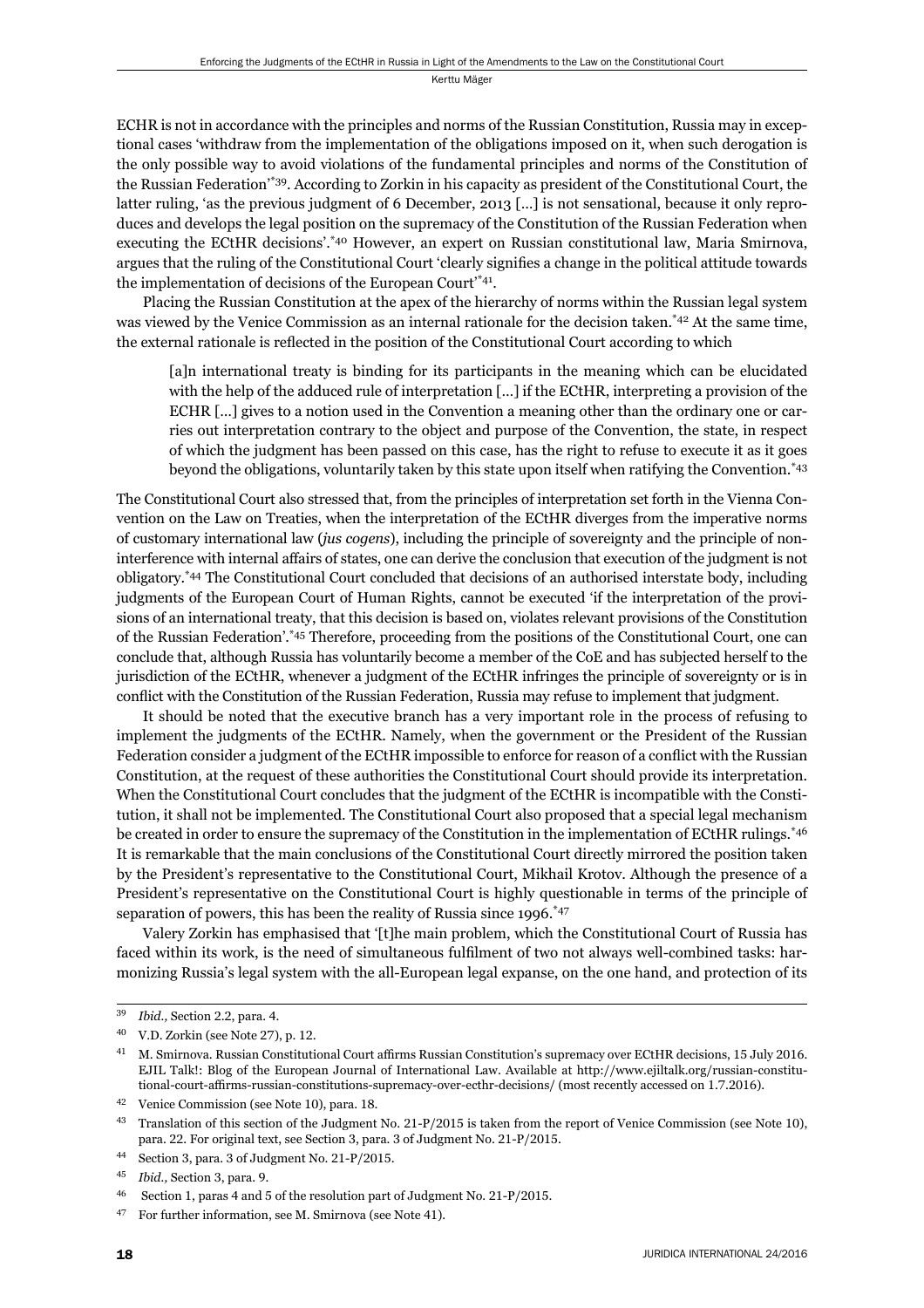ECHR is not in accordance with the principles and norms of the Russian Constitution, Russia may in exceptional cases 'withdraw from the implementation of the obligations imposed on it, when such derogation is the only possible way to avoid violations of the fundamental principles and norms of the Constitution of the Russian Federation'[*39]. According to Zorkin in his capacity as president of the Constitutional Court, the latter ruling, 'as the previous judgment of 6 December, 2013 [...] is not sensational, because it only reproduces and develops the legal position on the supremacy of the Constitution of the Russian Federation when executing the ECtHR decisions'.[*40] However, an expert on Russian constitutional law, Maria Smirnova, argues that the ruling of the Constitutional Court 'clearly signifies a change in the political attitude towards the implementation of decisions of the European Court'[*41].

Placing the Russian Constitution at the apex of the hierarchy of norms within the Russian legal system was viewed by the Venice Commission as an internal rationale for the decision taken.[*42] At the same time, the external rationale is reflected in the position of the Constitutional Court according to which

> [a]n international treaty is binding for its participants in the meaning which can be elucidated with the help of the adduced rule of interpretation [...] if the ECtHR, interpreting a provision of the ECHR [...] gives to a notion used in the Convention a meaning other than the ordinary one or carries out interpretation contrary to the object and purpose of the Convention, the state, in respect of which the judgment has been passed on this case, has the right to refuse to execute it as it goes beyond the obligations, voluntarily taken by this state upon itself when ratifying the Convention.[*43]

The Constitutional Court also stressed that, from the principles of interpretation set forth in the Vienna Convention on the Law on Treaties, when the interpretation of the ECtHR diverges from the imperative norms of customary international law (*jus cogens*), including the principle of sovereignty and the principle of non-interference with internal affairs of states, one can derive the conclusion that execution of the judgment is not obligatory.[*44] The Constitutional Court concluded that decisions of an authorised interstate body, including judgments of the European Court of Human Rights, cannot be executed 'if the interpretation of the provisions of an international treaty, that this decision is based on, violates relevant provisions of the Constitution of the Russian Federation'.[*45] Therefore, proceeding from the positions of the Constitutional Court, one can conclude that, although Russia has voluntarily become a member of the CoE and has subjected herself to the jurisdiction of the ECtHR, whenever a judgment of the ECtHR infringes the principle of sovereignty or is in conflict with the Constitution of the Russian Federation, Russia may refuse to implement that judgment.

It should be noted that the executive branch has a very important role in the process of refusing to implement the judgments of the ECtHR. Namely, when the government or the President of the Russian Federation consider a judgment of the ECtHR impossible to enforce for reason of a conflict with the Russian Constitution, at the request of these authorities the Constitutional Court should provide its interpretation. When the Constitutional Court concludes that the judgment of the ECtHR is incompatible with the Constitution, it shall not be implemented. The Constitutional Court also proposed that a special legal mechanism be created in order to ensure the supremacy of the Constitution in the implementation of ECtHR rulings.[*46] It is remarkable that the main conclusions of the Constitutional Court directly mirrored the position taken by the President's representative to the Constitutional Court, Mikhail Krotov. Although the presence of a President's representative on the Constitutional Court is highly questionable in terms of the principle of separation of powers, this has been the reality of Russia since 1996.[*47]

Valery Zorkin has emphasised that '[t]he main problem, which the Constitutional Court of Russia has faced within its work, is the need of simultaneous fulfilment of two not always well-combined tasks: harmonizing Russia's legal system with the all-European legal expanse, on the one hand, and protection of its

---

39 *Ibid.,* Section 2.2, para. 4.

40 V.D. Zorkin (see Note 27), p. 12.

41 M. Smirnova. Russian Constitutional Court affirms Russian Constitution's supremacy over ECtHR decisions, 15 July 2016. EJIL Talk!: Blog of the European Journal of International Law. Available at http://www.ejiltalk.org/russian-constitutional-court-affirms-russian-constitutions-supremacy-over-ecthr-decisions/ (most recently accessed on 1.7.2016).

42 Venice Commission (see Note 10), para. 18.

43 Translation of this section of the Judgment No. 21-P/2015 is taken from the report of Venice Commission (see Note 10), para. 22. For original text, see Section 3, para. 3 of Judgment No. 21-P/2015.

44 Section 3, para. 3 of Judgment No. 21-P/2015.

45 *Ibid.,* Section 3, para. 9.

46 Section 1, paras 4 and 5 of the resolution part of Judgment No. 21-P/2015.

47 For further information, see M. Smirnova (see Note 41).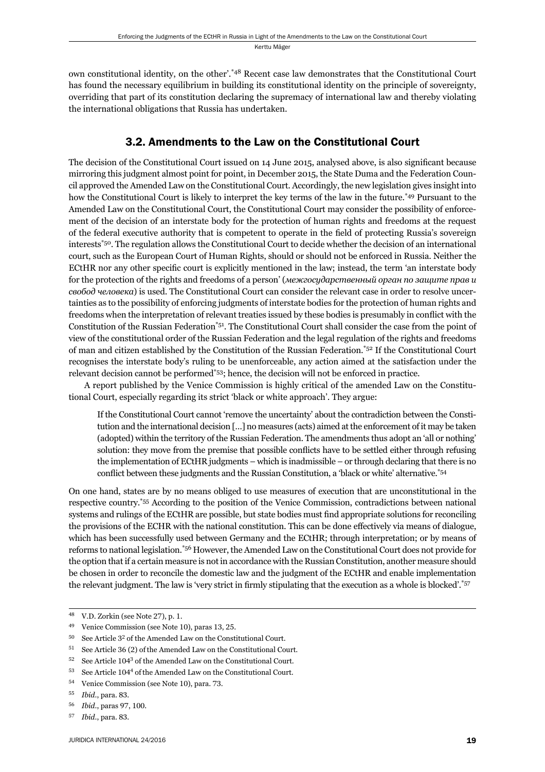own constitutional identity, on the other'.[48] Recent case law demonstrates that the Constitutional Court has found the necessary equilibrium in building its constitutional identity on the principle of sovereignty, overriding that part of its constitution declaring the supremacy of international law and thereby violating the international obligations that Russia has undertaken.

## 3.2. Amendments to the Law on the Constitutional Court

The decision of the Constitutional Court issued on 14 June 2015, analysed above, is also significant because mirroring this judgment almost point for point, in December 2015, the State Duma and the Federation Council approved the Amended Law on the Constitutional Court. Accordingly, the new legislation gives insight into how the Constitutional Court is likely to interpret the key terms of the law in the future.[49] Pursuant to the Amended Law on the Constitutional Court, the Constitutional Court may consider the possibility of enforcement of the decision of an interstate body for the protection of human rights and freedoms at the request of the federal executive authority that is competent to operate in the field of protecting Russia's sovereign interests[50]. The regulation allows the Constitutional Court to decide whether the decision of an international court, such as the European Court of Human Rights, should or should not be enforced in Russia. Neither the ECtHR nor any other specific court is explicitly mentioned in the law; instead, the term 'an interstate body for the protection of the rights and freedoms of a person' (*межгосударственный орган по защите прав и свобод человека*) is used. The Constitutional Court can consider the relevant case in order to resolve uncertainties as to the possibility of enforcing judgments of interstate bodies for the protection of human rights and freedoms when the interpretation of relevant treaties issued by these bodies is presumably in conflict with the Constitution of the Russian Federation[51]. The Constitutional Court shall consider the case from the point of view of the constitutional order of the Russian Federation and the legal regulation of the rights and freedoms of man and citizen established by the Constitution of the Russian Federation.[52] If the Constitutional Court recognises the interstate body's ruling to be unenforceable, any action aimed at the satisfaction under the relevant decision cannot be performed[53]; hence, the decision will not be enforced in practice.

A report published by the Venice Commission is highly critical of the amended Law on the Constitutional Court, especially regarding its strict 'black or white approach'. They argue:

> If the Constitutional Court cannot 'remove the uncertainty' about the contradiction between the Constitution and the international decision [...] no measures (acts) aimed at the enforcement of it may be taken (adopted) within the territory of the Russian Federation. The amendments thus adopt an 'all or nothing' solution: they move from the premise that possible conflicts have to be settled either through refusing the implementation of ECtHR judgments – which is inadmissible – or through declaring that there is no conflict between these judgments and the Russian Constitution, a 'black or white' alternative.[54]

On one hand, states are by no means obliged to use measures of execution that are unconstitutional in the respective country.[55] According to the position of the Venice Commission, contradictions between national systems and rulings of the ECtHR are possible, but state bodies must find appropriate solutions for reconciling the provisions of the ECHR with the national constitution. This can be done effectively via means of dialogue, which has been successfully used between Germany and the ECtHR; through interpretation; or by means of reforms to national legislation.[56] However, the Amended Law on the Constitutional Court does not provide for the option that if a certain measure is not in accordance with the Russian Constitution, another measure should be chosen in order to reconcile the domestic law and the judgment of the ECtHR and enable implementation the relevant judgment. The law is 'very strict in firmly stipulating that the execution as a whole is blocked'.[57]

---

48 V.D. Zorkin (see Note 27), p. 1.

49 Venice Commission (see Note 10), paras 13, 25.

50 See Article 3[2] of the Amended Law on the Constitutional Court.

51 See Article 36 (2) of the Amended Law on the Constitutional Court.

52 See Article 104[3] of the Amended Law on the Constitutional Court.

53 See Article 104[4] of the Amended Law on the Constitutional Court.

54 Venice Commission (see Note 10), para. 73.

55 *Ibid*., para. 83.

56 *Ibid*., paras 97, 100.

57 *Ibid*., para. 83.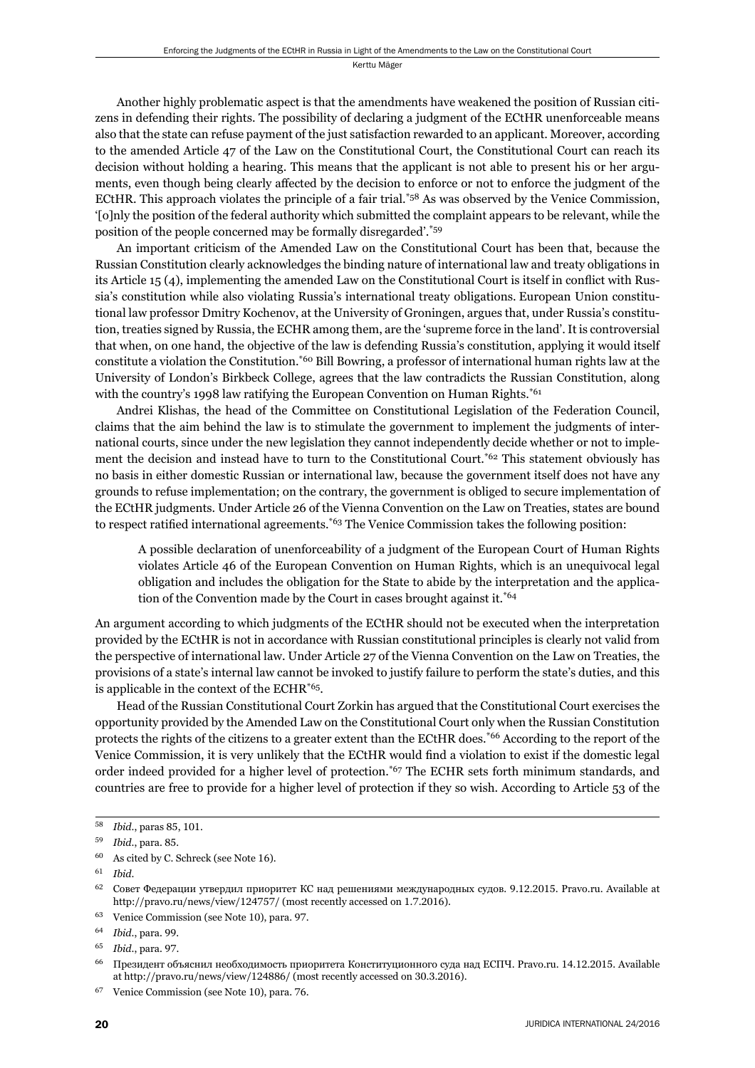Another highly problematic aspect is that the amendments have weakened the position of Russian citizens in defending their rights. The possibility of declaring a judgment of the ECtHR unenforceable means also that the state can refuse payment of the just satisfaction rewarded to an applicant. Moreover, according to the amended Article 47 of the Law on the Constitutional Court, the Constitutional Court can reach its decision without holding a hearing. This means that the applicant is not able to present his or her arguments, even though being clearly affected by the decision to enforce or not to enforce the judgment of the ECtHR. This approach violates the principle of a fair trial.[*58] As was observed by the Venice Commission, '[o]nly the position of the federal authority which submitted the complaint appears to be relevant, while the position of the people concerned may be formally disregarded'.[*59]

An important criticism of the Amended Law on the Constitutional Court has been that, because the Russian Constitution clearly acknowledges the binding nature of international law and treaty obligations in its Article 15 (4), implementing the amended Law on the Constitutional Court is itself in conflict with Russia's constitution while also violating Russia's international treaty obligations. European Union constitutional law professor Dmitry Kochenov, at the University of Groningen, argues that, under Russia's constitution, treaties signed by Russia, the ECHR among them, are the 'supreme force in the land'. It is controversial that when, on one hand, the objective of the law is defending Russia's constitution, applying it would itself constitute a violation the Constitution.[*60] Bill Bowring, a professor of international human rights law at the University of London's Birkbeck College, agrees that the law contradicts the Russian Constitution, along with the country's 1998 law ratifying the European Convention on Human Rights.[*61]

Andrei Klishas, the head of the Committee on Constitutional Legislation of the Federation Council, claims that the aim behind the law is to stimulate the government to implement the judgments of international courts, since under the new legislation they cannot independently decide whether or not to implement the decision and instead have to turn to the Constitutional Court.[*62] This statement obviously has no basis in either domestic Russian or international law, because the government itself does not have any grounds to refuse implementation; on the contrary, the government is obliged to secure implementation of the ECtHR judgments. Under Article 26 of the Vienna Convention on the Law on Treaties, states are bound to respect ratified international agreements.[*63] The Venice Commission takes the following position:

> A possible declaration of unenforceability of a judgment of the European Court of Human Rights violates Article 46 of the European Convention on Human Rights, which is an unequivocal legal obligation and includes the obligation for the State to abide by the interpretation and the application of the Convention made by the Court in cases brought against it.[*64]

An argument according to which judgments of the ECtHR should not be executed when the interpretation provided by the ECtHR is not in accordance with Russian constitutional principles is clearly not valid from the perspective of international law. Under Article 27 of the Vienna Convention on the Law on Treaties, the provisions of a state's internal law cannot be invoked to justify failure to perform the state's duties, and this is applicable in the context of the ECHR[*65].

Head of the Russian Constitutional Court Zorkin has argued that the Constitutional Court exercises the opportunity provided by the Amended Law on the Constitutional Court only when the Russian Constitution protects the rights of the citizens to a greater extent than the ECtHR does.[*66] According to the report of the Venice Commission, it is very unlikely that the ECtHR would find a violation to exist if the domestic legal order indeed provided for a higher level of protection.[*67] The ECHR sets forth minimum standards, and countries are free to provide for a higher level of protection if they so wish. According to Article 53 of the

---

[58] *Ibid*., paras 85, 101.

[59] *Ibid*., para. 85.

[60] As cited by C. Schreck (see Note 16).

[61] *Ibid.*

[62] Совет Федерации утвердил приоритет КС над решениями международных судов. 9.12.2015. Pravo.ru. Available at http://pravo.ru/news/view/124757/ (most recently accessed on 1.7.2016).

[63] Venice Commission (see Note 10), para. 97.

[64] *Ibid*., para. 99.

[65] *Ibid*., para. 97.

[66] Президент объяснил необходимость приоритета Конституционного суда над ЕСПЧ. Pravo.ru. 14.12.2015. Available at http://pravo.ru/news/view/124886/ (most recently accessed on 30.3.2016).

[67] Venice Commission (see Note 10), para. 76.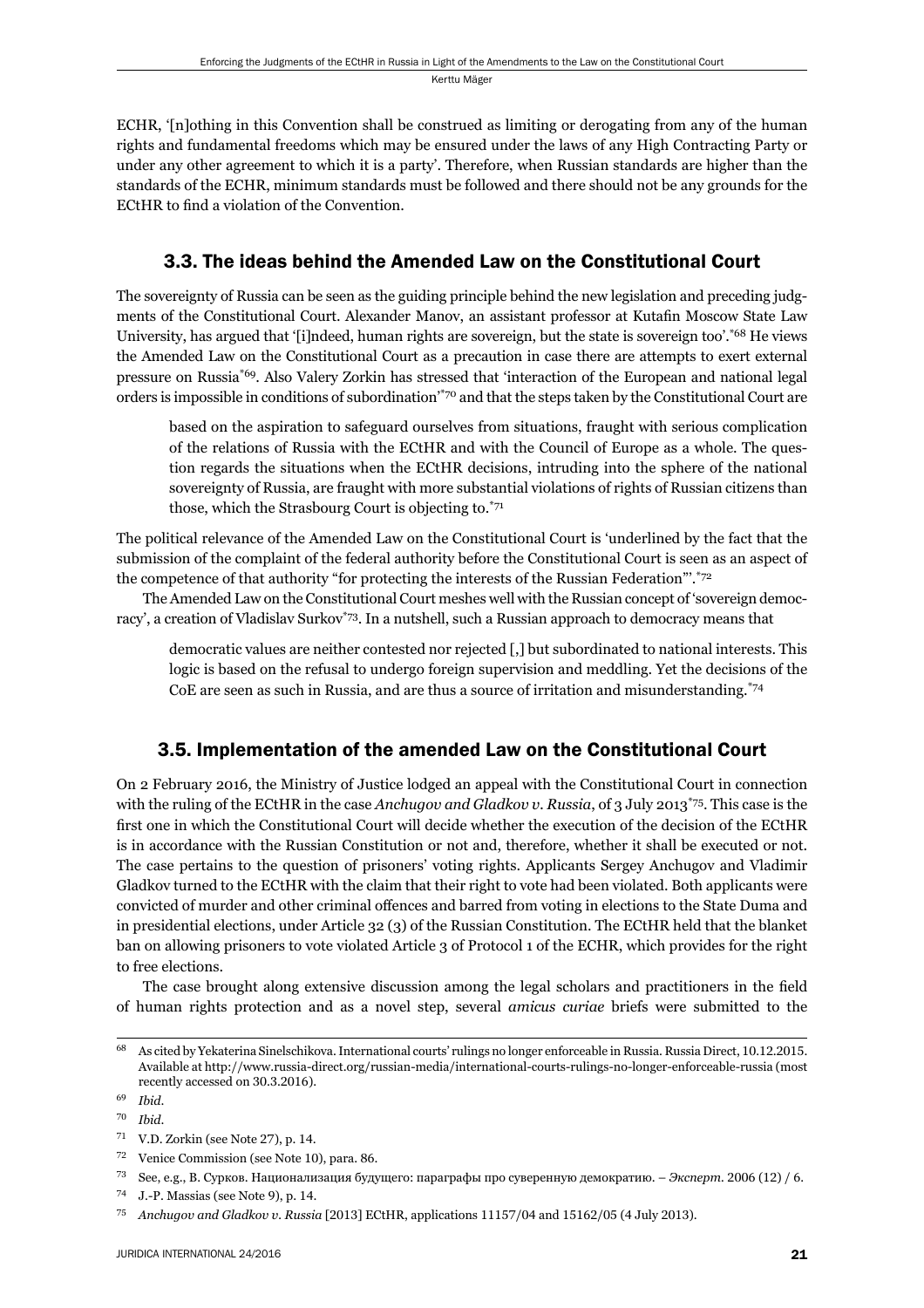ECHR, '[n]othing in this Convention shall be construed as limiting or derogating from any of the human rights and fundamental freedoms which may be ensured under the laws of any High Contracting Party or under any other agreement to which it is a party'. Therefore, when Russian standards are higher than the standards of the ECHR, minimum standards must be followed and there should not be any grounds for the ECtHR to find a violation of the Convention.

## 3.3. The ideas behind the Amended Law on the Constitutional Court

The sovereignty of Russia can be seen as the guiding principle behind the new legislation and preceding judgments of the Constitutional Court. Alexander Manov, an assistant professor at Kutafin Moscow State Law University, has argued that '[i]ndeed, human rights are sovereign, but the state is sovereign too'.[*68] He views the Amended Law on the Constitutional Court as a precaution in case there are attempts to exert external pressure on Russia[*69]. Also Valery Zorkin has stressed that 'interaction of the European and national legal orders is impossible in conditions of subordination'[*70] and that the steps taken by the Constitutional Court are

> based on the aspiration to safeguard ourselves from situations, fraught with serious complication of the relations of Russia with the ECtHR and with the Council of Europe as a whole. The question regards the situations when the ECtHR decisions, intruding into the sphere of the national sovereignty of Russia, are fraught with more substantial violations of rights of Russian citizens than those, which the Strasbourg Court is objecting to.[*71]

The political relevance of the Amended Law on the Constitutional Court is 'underlined by the fact that the submission of the complaint of the federal authority before the Constitutional Court is seen as an aspect of the competence of that authority "for protecting the interests of the Russian Federation"'.[*72]

The Amended Law on the Constitutional Court meshes well with the Russian concept of 'sovereign democracy', a creation of Vladislav Surkov[*73]. In a nutshell, such a Russian approach to democracy means that

> democratic values are neither contested nor rejected [,] but subordinated to national interests. This logic is based on the refusal to undergo foreign supervision and meddling. Yet the decisions of the CoE are seen as such in Russia, and are thus a source of irritation and misunderstanding.[*74]

## 3.5. Implementation of the amended Law on the Constitutional Court

On 2 February 2016, the Ministry of Justice lodged an appeal with the Constitutional Court in connection with the ruling of the ECtHR in the case *Anchugov and Gladkov v. Russia*, of 3 July 2013[*75]. This case is the first one in which the Constitutional Court will decide whether the execution of the decision of the ECtHR is in accordance with the Russian Constitution or not and, therefore, whether it shall be executed or not. The case pertains to the question of prisoners' voting rights. Applicants Sergey Anchugov and Vladimir Gladkov turned to the ECtHR with the claim that their right to vote had been violated. Both applicants were convicted of murder and other criminal offences and barred from voting in elections to the State Duma and in presidential elections, under Article 32 (3) of the Russian Constitution. The ECtHR held that the blanket ban on allowing prisoners to vote violated Article 3 of Protocol 1 of the ECHR, which provides for the right to free elections.

The case brought along extensive discussion among the legal scholars and practitioners in the field of human rights protection and as a novel step, several *amicus curiae* briefs were submitted to the

---

68 As cited by Yekaterina Sinelschikova. International courts' rulings no longer enforceable in Russia. Russia Direct, 10.12.2015. Available at http://www.russia-direct.org/russian-media/international-courts-rulings-no-longer-enforceable-russia (most recently accessed on 30.3.2016).

69 *Ibid.*

70 *Ibid.*

71 V.D. Zorkin (see Note 27), p. 14.

72 Venice Commission (see Note 10), para. 86.

73 See, e.g., В. Сурков. Национализация будущего: параграфы про суверенную демократию. – *Эксперт*. 2006 (12) / 6.

74 J.-P. Massias (see Note 9), p. 14.

75 *Anchugov and Gladkov v. Russia* [2013] ECtHR, applications 11157/04 and 15162/05 (4 July 2013).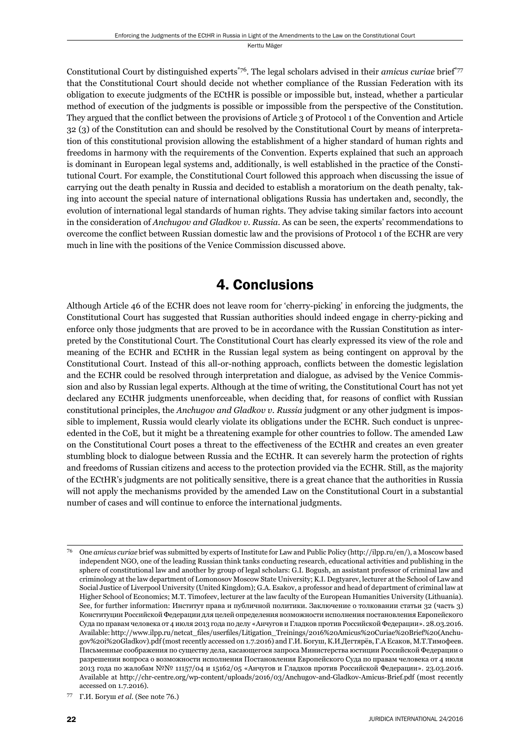Constitutional Court by distinguished experts*[76]. The legal scholars advised in their *amicus curiae* brief*[77] that the Constitutional Court should decide not whether compliance of the Russian Federation with its obligation to execute judgments of the ECtHR is possible or impossible but, instead, whether a particular method of execution of the judgments is possible or impossible from the perspective of the Constitution. They argued that the conflict between the provisions of Article 3 of Protocol 1 of the Convention and Article 32 (3) of the Constitution can and should be resolved by the Constitutional Court by means of interpretation of this constitutional provision allowing the establishment of a higher standard of human rights and freedoms in harmony with the requirements of the Convention. Experts explained that such an approach is dominant in European legal systems and, additionally, is well established in the practice of the Constitutional Court. For example, the Constitutional Court followed this approach when discussing the issue of carrying out the death penalty in Russia and decided to establish a moratorium on the death penalty, taking into account the special nature of international obligations Russia has undertaken and, secondly, the evolution of international legal standards of human rights. They advise taking similar factors into account in the consideration of *Anchugov and Gladkov v. Russia*. As can be seen, the experts' recommendations to overcome the conflict between Russian domestic law and the provisions of Protocol 1 of the ECHR are very much in line with the positions of the Venice Commission discussed above.

## 4. Conclusions

Although Article 46 of the ECHR does not leave room for 'cherry-picking' in enforcing the judgments, the Constitutional Court has suggested that Russian authorities should indeed engage in cherry-picking and enforce only those judgments that are proved to be in accordance with the Russian Constitution as interpreted by the Constitutional Court. The Constitutional Court has clearly expressed its view of the role and meaning of the ECHR and ECtHR in the Russian legal system as being contingent on approval by the Constitutional Court. Instead of this all-or-nothing approach, conflicts between the domestic legislation and the ECHR could be resolved through interpretation and dialogue, as advised by the Venice Commission and also by Russian legal experts. Although at the time of writing, the Constitutional Court has not yet declared any ECtHR judgments unenforceable, when deciding that, for reasons of conflict with Russian constitutional principles, the *Anchugov and Gladkov v. Russia* judgment or any other judgment is impossible to implement, Russia would clearly violate its obligations under the ECHR. Such conduct is unprecedented in the CoE, but it might be a threatening example for other countries to follow. The amended Law on the Constitutional Court poses a threat to the effectiveness of the ECtHR and creates an even greater stumbling block to dialogue between Russia and the ECtHR. It can severely harm the protection of rights and freedoms of Russian citizens and access to the protection provided via the ECHR. Still, as the majority of the ECtHR's judgments are not politically sensitive, there is a great chance that the authorities in Russia will not apply the mechanisms provided by the amended Law on the Constitutional Court in a substantial number of cases and will continue to enforce the international judgments.

---

[76] One *amicus curiae* brief was submitted by experts of Institute for Law and Public Policy (http://ilpp.ru/en/), a Moscow based independent NGO, one of the leading Russian think tanks conducting research, educational activities and publishing in the sphere of constitutional law and another by group of legal scholars: G.I. Bogush, an assistant professor of criminal law and criminology at the law department of Lomonosov Moscow State University; K.I. Degtyarev, lecturer at the School of Law and Social Justice of Liverpool University (United Kingdom); G.A. Esakov, a professor and head of department of criminal law at Higher School of Economics; M.T. Timofeev, lecturer at the law faculty of the European Humanities University (Lithuania). See, for further information: Институт права и публичной политики. Заключение о толковании статьи 32 (часть 3) Конституции Российской Федерации для целей определения возможности исполнения постановления Европейского Суда по правам человека от 4 июля 2013 года по делу «Анчугов и Гладков против Российской Федерации». 28.03.2016. Available: http://www.ilpp.ru/netcat_files/userfiles/Litigation_Treinings/2016%20Amicus%20Curiae%20Brief%20(Anchugov%20i%20Gladkov).pdf (most recently accessed on 1.7.2016) and Г.И. Богуш, К.И.Дегтярёв, Г.А Есаков, М.Т.Тимофеев. Письменные соображения по существу дела, касающегося запроса Министерства юстиции Российской Федерации о разрешении вопроса о возможности исполнения Постановления Европейского Суда по правам человека от 4 июля 2013 года по жалобам №№ 11157/04 и 15162/05 «Анчугов и Гладков против Российской Федерации». 23.03.2016. Available at http://chr-centre.org/wp-content/uploads/2016/03/Anchugov-and-Gladkov-Amicus-Brief.pdf (most recently accessed on 1.7.2016).

[77] Г.И. Богуш *et al.* (See note 76.)